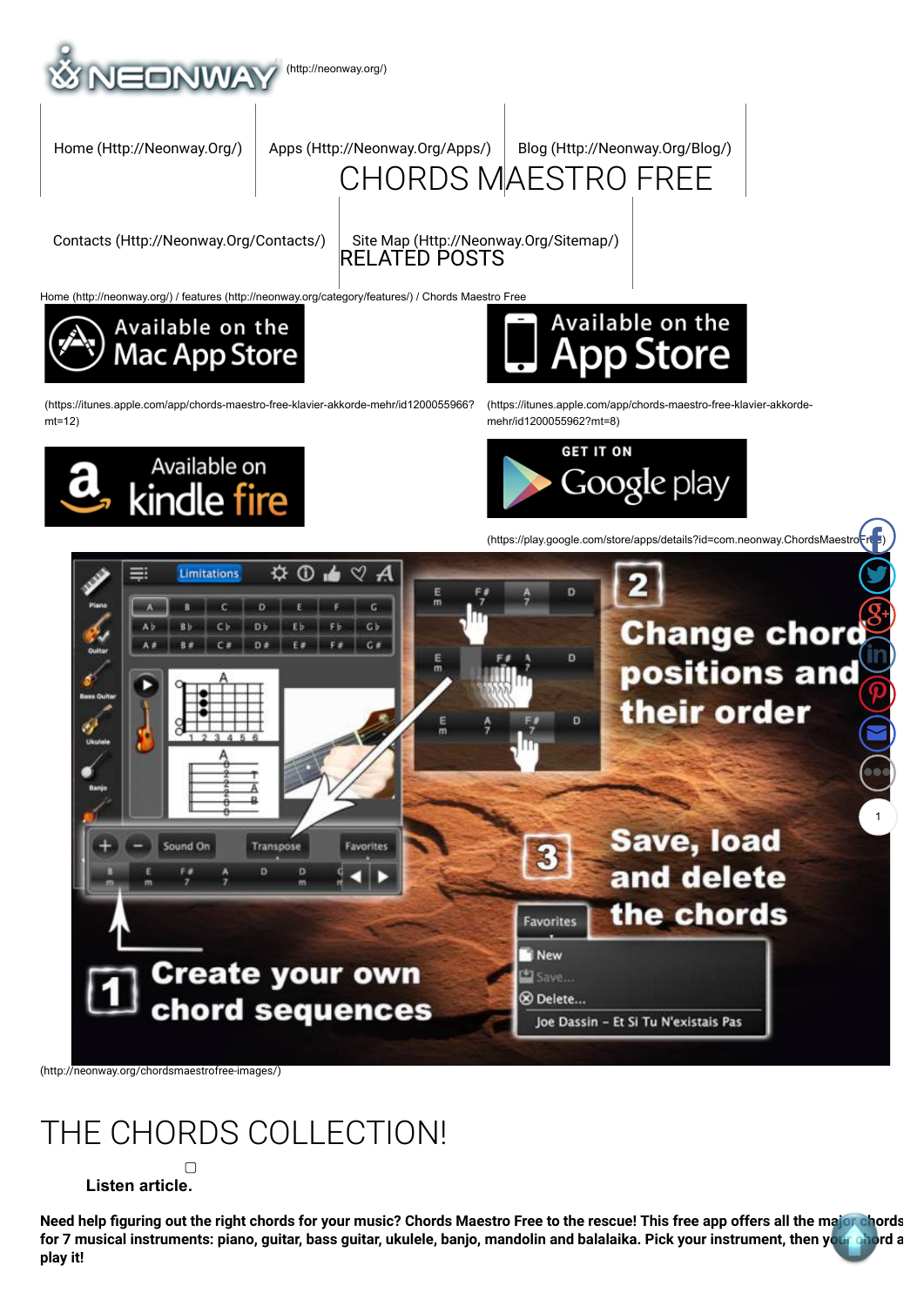NEONWAY (http://neonway.org/)

Home (Http://Neonway.Org/) | Apps (Http://Neonway.Org/Apps/) | Blog (Http://Neonway.Org/Blog/) | Contacts (Http://Neonway.Org/Contacts/) | Site Map (Http://Neonway.Org/Sitemap/)

# CHORDS MAESTRO FREE

RELATED POSTS

Home (http://neonway.org/) / features (http://neonway.org/category/features/) / Chords Maestro Free

Available on the Mac App Store (https://itunes.apple.com/app/chords-maestro-free-klavier-akkorde-mehr/id1200055962?mt=12)

Available on the App Store (https://itunes.apple.com/app/chords-maestro-free-klavier-akkorde-mehr/id1200055962?mt=8)

Available on kindle fire

GET IT ON Google play (https://play.google.com/store/apps/details?id=com.neonway.ChordsMaestroFree)

(http://neonway.org/chordsmaestrofree-images/)

# THE CHORDS COLLECTION!

**Listen article.**

**Need help figuring out the right chords for your music? Chords Maestro Free to the rescue! This free app offers all the major chords for 7 musical instruments: piano, guitar, bass guitar, ukulele, banjo, mandolin and balalaika. Pick your instrument, then your chord and play it!**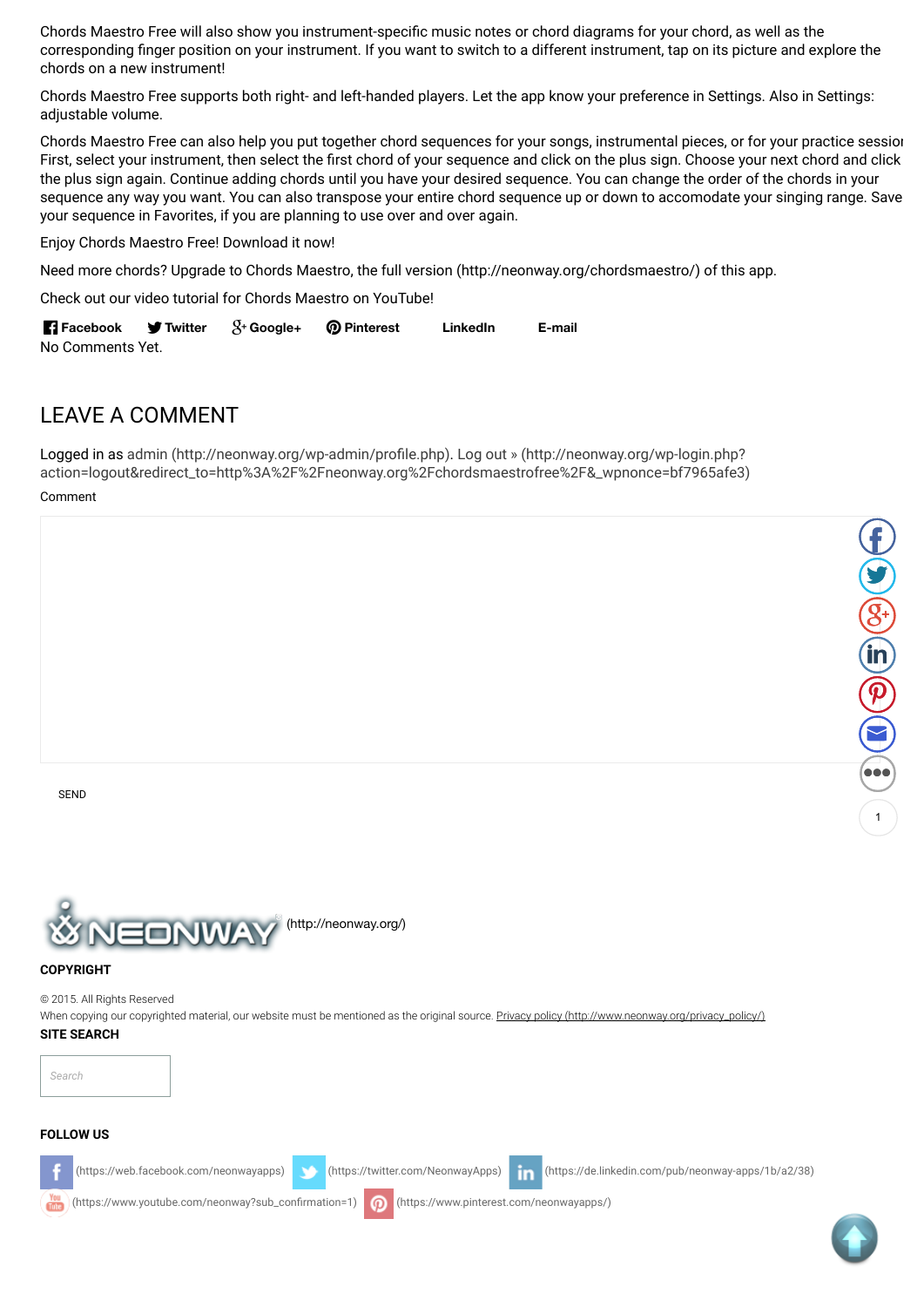Chords Maestro Free will also show you instrument-specific music notes or chord diagrams for your chord, as well as the corresponding finger position on your instrument. If you want to switch to a different instrument, tap on its picture and explore the chords on a new instrument!

Chords Maestro Free supports both right- and left-handed players. Let the app know your preference in Settings. Also in Settings: adjustable volume.

Chords Maestro Free can also help you put together chord sequences for your songs, instrumental pieces, or for your practice session. First, select your instrument, then select the first chord of your sequence and click on the plus sign. Choose your next chord and click the plus sign again. Continue adding chords until you have your desired sequence. You can change the order of the chords in your sequence any way you want. You can also transpose your entire chord sequence up or down to accomodate your singing range. Save your sequence in Favorites, if you are planning to use over and over again.

Enjoy Chords Maestro Free! Download it now!

Need more chords? Upgrade to Chords Maestro, the full version (http://neonway.org/chordsmaestro/) of this app.

Check out our video tutorial for Chords Maestro on YouTube!

**Facebook** **Twitter** **Google+** **Pinterest** **LinkedIn** **E-mail**

No Comments Yet.

## LEAVE A COMMENT

Logged in as admin (http://neonway.org/wp-admin/profile.php). Log out » (http://neonway.org/wp-login.php?action=logout&redirect_to=http%3A%2F%2Fneonway.org%2Fchordsmaestrofree%2F&_wpnonce=bf7965afe3)

Comment

SEND

1

NEONWAY (http://neonway.org/)

**COPYRIGHT**

© 2015. All Rights Reserved

When copying our copyrighted material, our website must be mentioned as the original source. Privacy policy (http://www.neonway.org/privacy_policy/)

**SITE SEARCH**

Search

**FOLLOW US**

(https://web.facebook.com/neonwayapps) (https://twitter.com/NeonwayApps) (https://de.linkedin.com/pub/neonway-apps/1b/a2/38) (https://www.youtube.com/neonway?sub_confirmation=1) (https://www.pinterest.com/neonwayapps/)